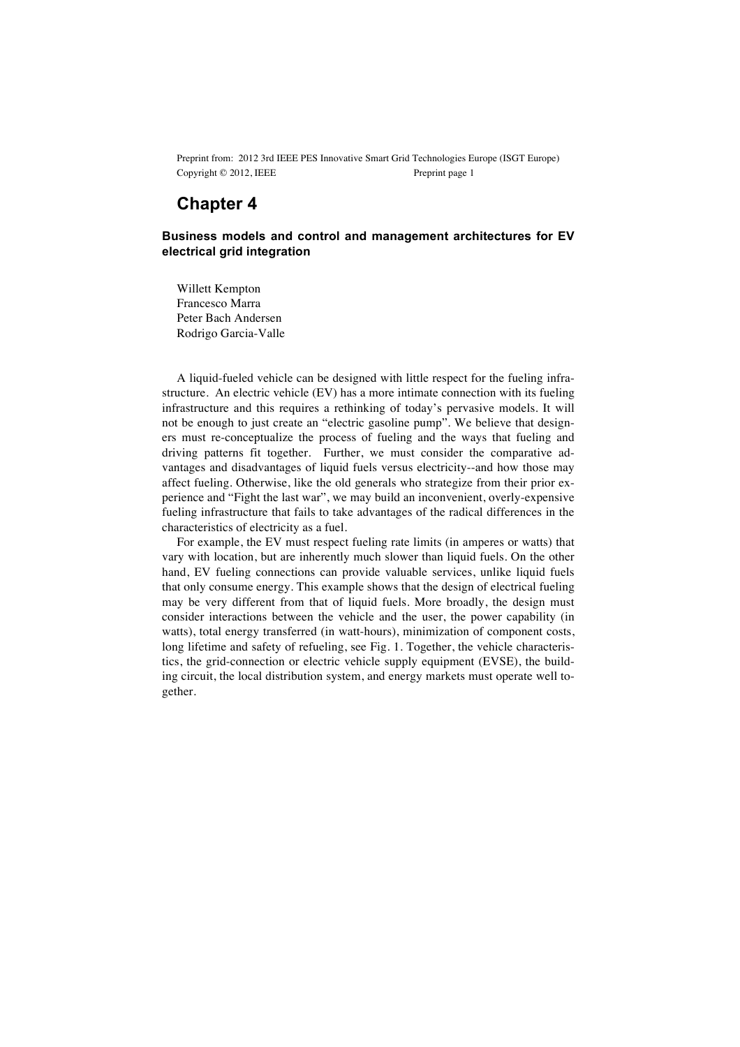# Chapter 4

### Business models and control and management architectures for EV electrical grid integration

Willett Kempton
Francesco Marra
Peter Bach Andersen
Rodrigo Garcia-Valle

A liquid-fueled vehicle can be designed with little respect for the fueling infrastructure. An electric vehicle (EV) has a more intimate connection with its fueling infrastructure and this requires a rethinking of today's pervasive models. It will not be enough to just create an "electric gasoline pump". We believe that designers must re-conceptualize the process of fueling and the ways that fueling and driving patterns fit together. Further, we must consider the comparative advantages and disadvantages of liquid fuels versus electricity--and how those may affect fueling. Otherwise, like the old generals who strategize from their prior experience and "Fight the last war", we may build an inconvenient, overly-expensive fueling infrastructure that fails to take advantages of the radical differences in the characteristics of electricity as a fuel.

For example, the EV must respect fueling rate limits (in amperes or watts) that vary with location, but are inherently much slower than liquid fuels. On the other hand, EV fueling connections can provide valuable services, unlike liquid fuels that only consume energy. This example shows that the design of electrical fueling may be very different from that of liquid fuels. More broadly, the design must consider interactions between the vehicle and the user, the power capability (in watts), total energy transferred (in watt-hours), minimization of component costs, long lifetime and safety of refueling, see Fig. 1. Together, the vehicle characteristics, the grid-connection or electric vehicle supply equipment (EVSE), the building circuit, the local distribution system, and energy markets must operate well together.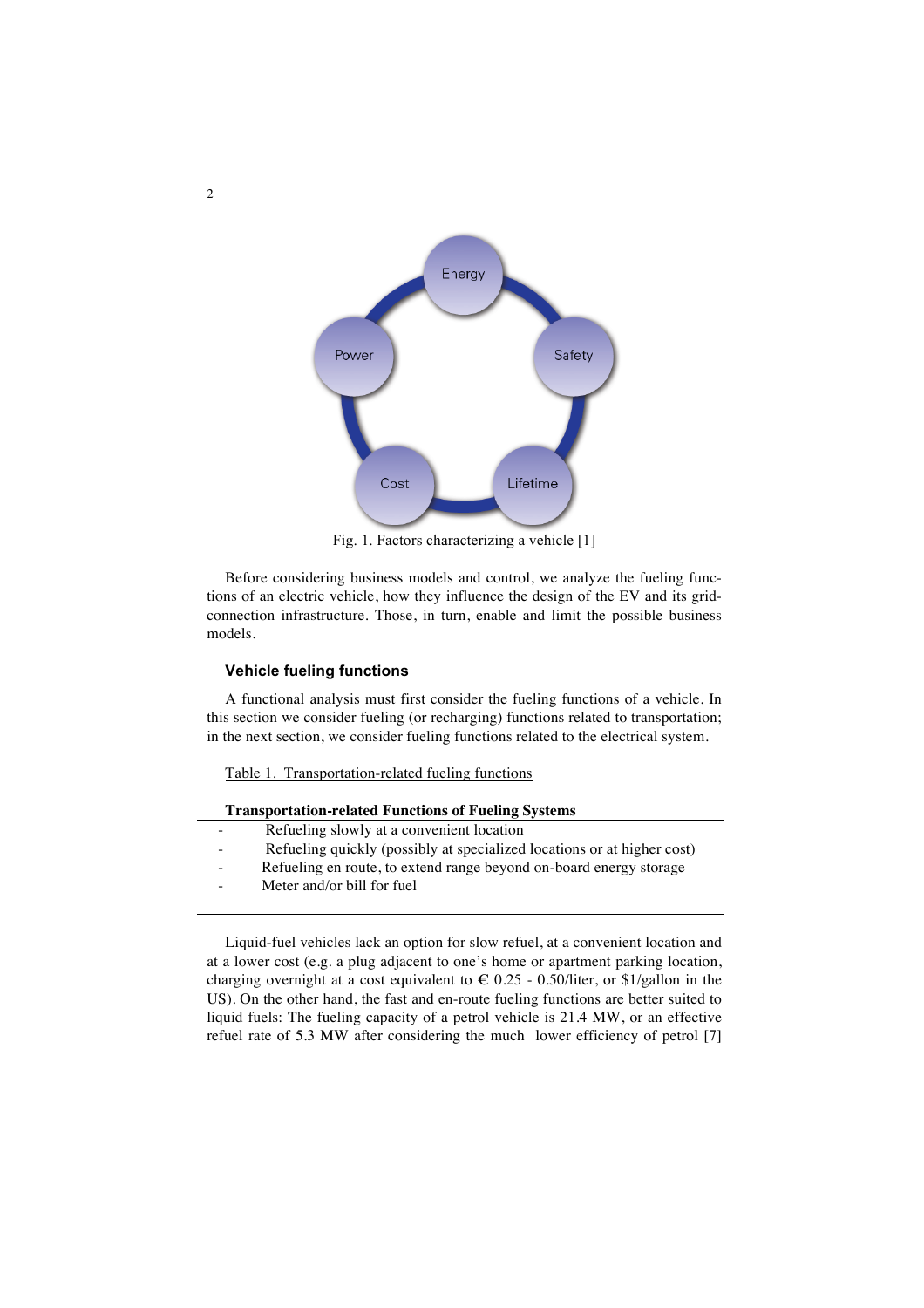Fig. 1. Factors characterizing a vehicle [1]

Before considering business models and control, we analyze the fueling functions of an electric vehicle, how they influence the design of the EV and its grid-connection infrastructure. Those, in turn, enable and limit the possible business models.

### Vehicle fueling functions

A functional analysis must first consider the fueling functions of a vehicle. In this section we consider fueling (or recharging) functions related to transportation; in the next section, we consider fueling functions related to the electrical system.

Table 1. Transportation-related fueling functions

| **Transportation-related Functions of Fueling Systems** |
| --- |
| - Refueling slowly at a convenient location |
| - Refueling quickly (possibly at specialized locations or at higher cost) |
| - Refueling en route, to extend range beyond on-board energy storage |
| - Meter and/or bill for fuel |

Liquid-fuel vehicles lack an option for slow refuel, at a convenient location and at a lower cost (e.g. a plug adjacent to one's home or apartment parking location, charging overnight at a cost equivalent to € 0.25 - 0.50/liter, or $1/gallon in the US). On the other hand, the fast and en-route fueling functions are better suited to liquid fuels: The fueling capacity of a petrol vehicle is 21.4 MW, or an effective refuel rate of 5.3 MW after considering the much lower efficiency of petrol [7]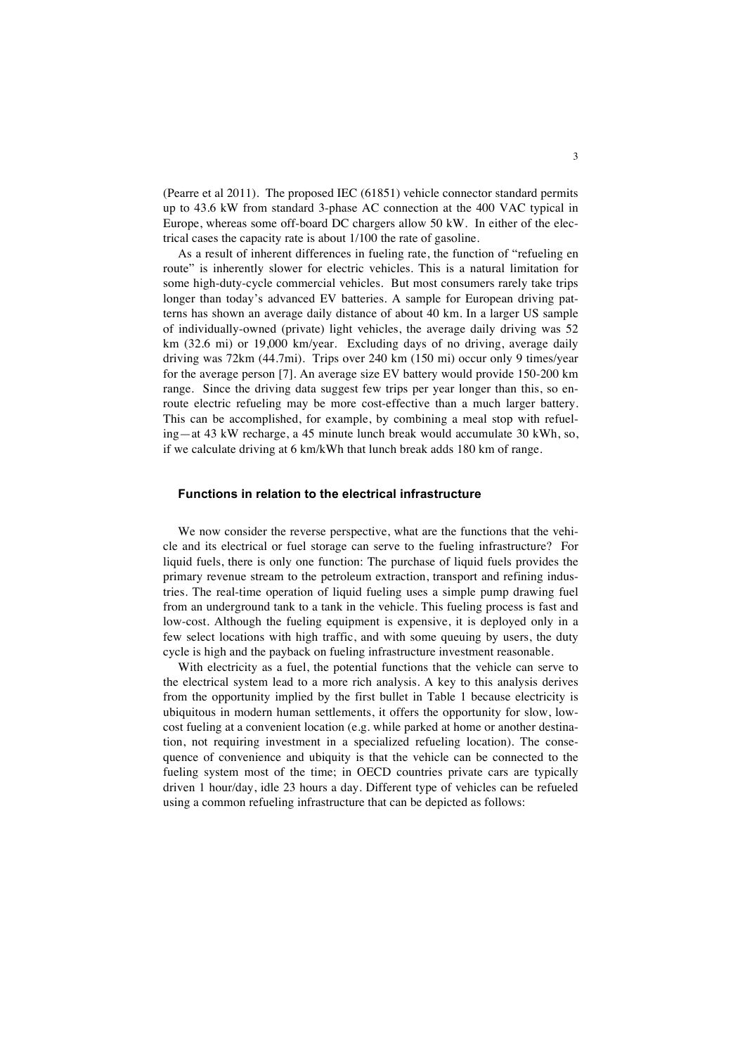(Pearre et al 2011). The proposed IEC (61851) vehicle connector standard permits up to 43.6 kW from standard 3-phase AC connection at the 400 VAC typical in Europe, whereas some off-board DC chargers allow 50 kW. In either of the electrical cases the capacity rate is about 1/100 the rate of gasoline.

As a result of inherent differences in fueling rate, the function of "refueling en route" is inherently slower for electric vehicles. This is a natural limitation for some high-duty-cycle commercial vehicles. But most consumers rarely take trips longer than today's advanced EV batteries. A sample for European driving patterns has shown an average daily distance of about 40 km. In a larger US sample of individually-owned (private) light vehicles, the average daily driving was 52 km (32.6 mi) or 19,000 km/year. Excluding days of no driving, average daily driving was 72km (44.7mi). Trips over 240 km (150 mi) occur only 9 times/year for the average person [7]. An average size EV battery would provide 150-200 km range. Since the driving data suggest few trips per year longer than this, so en-route electric refueling may be more cost-effective than a much larger battery. This can be accomplished, for example, by combining a meal stop with refueling—at 43 kW recharge, a 45 minute lunch break would accumulate 30 kWh, so, if we calculate driving at 6 km/kWh that lunch break adds 180 km of range.

### Functions in relation to the electrical infrastructure

We now consider the reverse perspective, what are the functions that the vehicle and its electrical or fuel storage can serve to the fueling infrastructure? For liquid fuels, there is only one function: The purchase of liquid fuels provides the primary revenue stream to the petroleum extraction, transport and refining industries. The real-time operation of liquid fueling uses a simple pump drawing fuel from an underground tank to a tank in the vehicle. This fueling process is fast and low-cost. Although the fueling equipment is expensive, it is deployed only in a few select locations with high traffic, and with some queuing by users, the duty cycle is high and the payback on fueling infrastructure investment reasonable.

With electricity as a fuel, the potential functions that the vehicle can serve to the electrical system lead to a more rich analysis. A key to this analysis derives from the opportunity implied by the first bullet in Table 1 because electricity is ubiquitous in modern human settlements, it offers the opportunity for slow, low-cost fueling at a convenient location (e.g. while parked at home or another destination, not requiring investment in a specialized refueling location). The consequence of convenience and ubiquity is that the vehicle can be connected to the fueling system most of the time; in OECD countries private cars are typically driven 1 hour/day, idle 23 hours a day. Different type of vehicles can be refueled using a common refueling infrastructure that can be depicted as follows: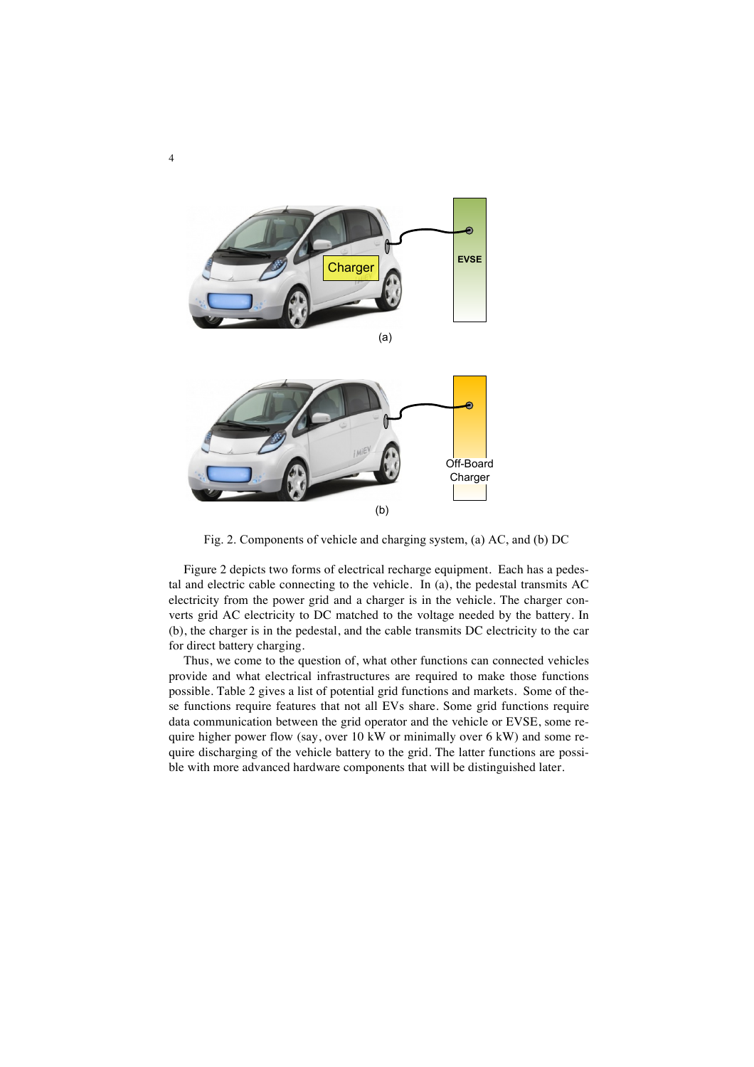Fig. 2. Components of vehicle and charging system, (a) AC, and (b) DC

Figure 2 depicts two forms of electrical recharge equipment. Each has a pedestal and electric cable connecting to the vehicle. In (a), the pedestal transmits AC electricity from the power grid and a charger is in the vehicle. The charger converts grid AC electricity to DC matched to the voltage needed by the battery. In (b), the charger is in the pedestal, and the cable transmits DC electricity to the car for direct battery charging.

Thus, we come to the question of, what other functions can connected vehicles provide and what electrical infrastructures are required to make those functions possible. Table 2 gives a list of potential grid functions and markets. Some of these functions require features that not all EVs share. Some grid functions require data communication between the grid operator and the vehicle or EVSE, some require higher power flow (say, over 10 kW or minimally over 6 kW) and some require discharging of the vehicle battery to the grid. The latter functions are possible with more advanced hardware components that will be distinguished later.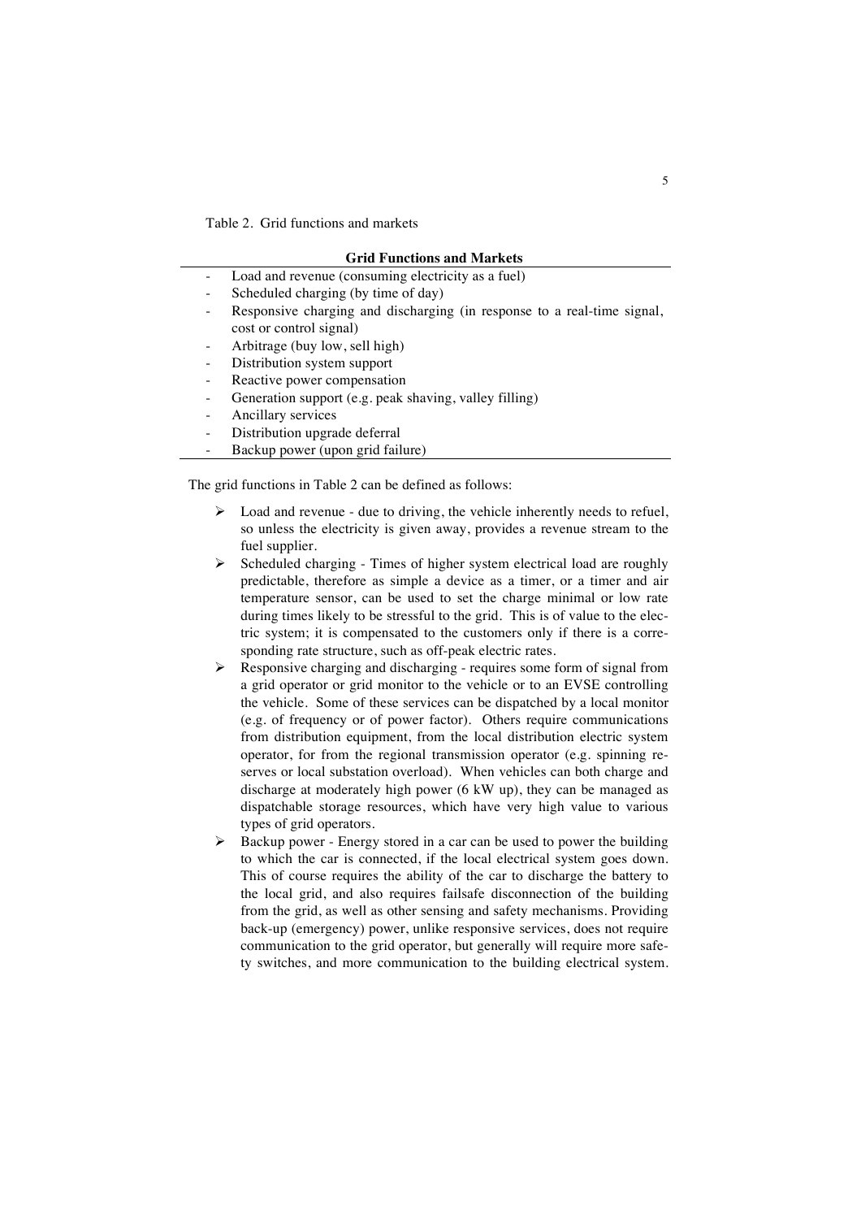Table 2. Grid functions and markets

| **Grid Functions and Markets** |
|---|
| - Load and revenue (consuming electricity as a fuel) |
| - Scheduled charging (by time of day) |
| - Responsive charging and discharging (in response to a real-time signal, cost or control signal) |
| - Arbitrage (buy low, sell high) |
| - Distribution system support |
| - Reactive power compensation |
| - Generation support (e.g. peak shaving, valley filling) |
| - Ancillary services |
| - Distribution upgrade deferral |
| - Backup power (upon grid failure) |

The grid functions in Table 2 can be defined as follows:

- Load and revenue - due to driving, the vehicle inherently needs to refuel, so unless the electricity is given away, provides a revenue stream to the fuel supplier.
- Scheduled charging - Times of higher system electrical load are roughly predictable, therefore as simple a device as a timer, or a timer and air temperature sensor, can be used to set the charge minimal or low rate during times likely to be stressful to the grid. This is of value to the electric system; it is compensated to the customers only if there is a corresponding rate structure, such as off-peak electric rates.
- Responsive charging and discharging - requires some form of signal from a grid operator or grid monitor to the vehicle or to an EVSE controlling the vehicle. Some of these services can be dispatched by a local monitor (e.g. of frequency or of power factor). Others require communications from distribution equipment, from the local distribution electric system operator, for from the regional transmission operator (e.g. spinning reserves or local substation overload). When vehicles can both charge and discharge at moderately high power (6 kW up), they can be managed as dispatchable storage resources, which have very high value to various types of grid operators.
- Backup power - Energy stored in a car can be used to power the building to which the car is connected, if the local electrical system goes down. This of course requires the ability of the car to discharge the battery to the local grid, and also requires failsafe disconnection of the building from the grid, as well as other sensing and safety mechanisms. Providing back-up (emergency) power, unlike responsive services, does not require communication to the grid operator, but generally will require more safety switches, and more communication to the building electrical system.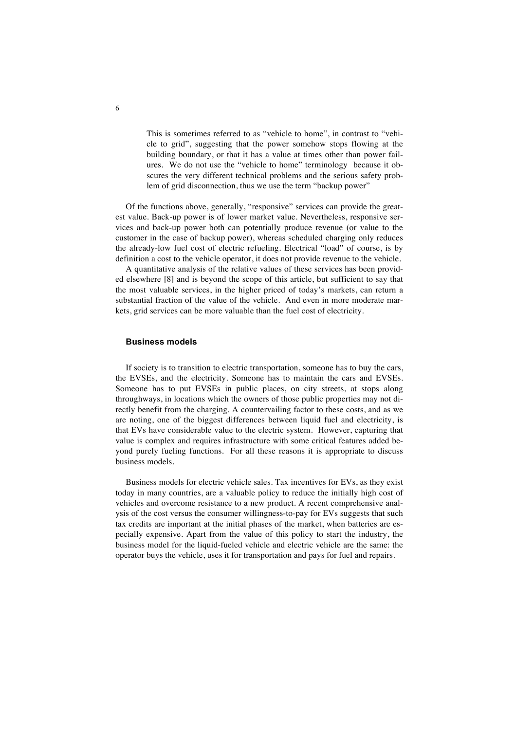> This is sometimes referred to as "vehicle to home", in contrast to "vehicle to grid", suggesting that the power somehow stops flowing at the building boundary, or that it has a value at times other than power failures. We do not use the "vehicle to home" terminology because it obscures the very different technical problems and the serious safety problem of grid disconnection, thus we use the term "backup power"

Of the functions above, generally, "responsive" services can provide the greatest value. Back-up power is of lower market value. Nevertheless, responsive services and back-up power both can potentially produce revenue (or value to the customer in the case of backup power), whereas scheduled charging only reduces the already-low fuel cost of electric refueling. Electrical "load" of course, is by definition a cost to the vehicle operator, it does not provide revenue to the vehicle.

A quantitative analysis of the relative values of these services has been provided elsewhere [8] and is beyond the scope of this article, but sufficient to say that the most valuable services, in the higher priced of today's markets, can return a substantial fraction of the value of the vehicle. And even in more moderate markets, grid services can be more valuable than the fuel cost of electricity.

### Business models

If society is to transition to electric transportation, someone has to buy the cars, the EVSEs, and the electricity. Someone has to maintain the cars and EVSEs. Someone has to put EVSEs in public places, on city streets, at stops along throughways, in locations which the owners of those public properties may not directly benefit from the charging. A countervailing factor to these costs, and as we are noting, one of the biggest differences between liquid fuel and electricity, is that EVs have considerable value to the electric system. However, capturing that value is complex and requires infrastructure with some critical features added beyond purely fueling functions. For all these reasons it is appropriate to discuss business models.

Business models for electric vehicle sales. Tax incentives for EVs, as they exist today in many countries, are a valuable policy to reduce the initially high cost of vehicles and overcome resistance to a new product. A recent comprehensive analysis of the cost versus the consumer willingness-to-pay for EVs suggests that such tax credits are important at the initial phases of the market, when batteries are especially expensive. Apart from the value of this policy to start the industry, the business model for the liquid-fueled vehicle and electric vehicle are the same: the operator buys the vehicle, uses it for transportation and pays for fuel and repairs.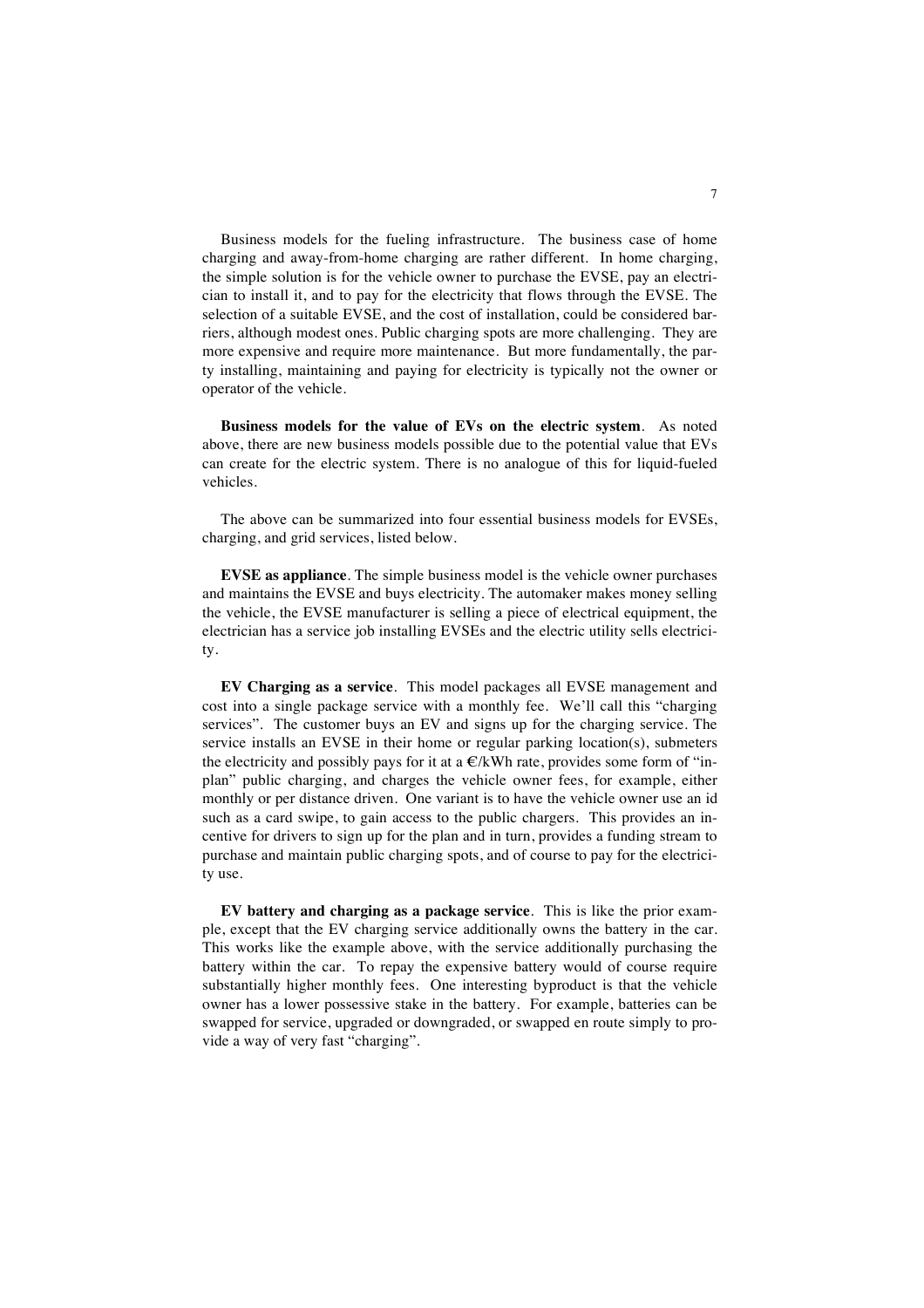Business models for the fueling infrastructure. The business case of home charging and away-from-home charging are rather different. In home charging, the simple solution is for the vehicle owner to purchase the EVSE, pay an electrician to install it, and to pay for the electricity that flows through the EVSE. The selection of a suitable EVSE, and the cost of installation, could be considered barriers, although modest ones. Public charging spots are more challenging. They are more expensive and require more maintenance. But more fundamentally, the party installing, maintaining and paying for electricity is typically not the owner or operator of the vehicle.

**Business models for the value of EVs on the electric system**. As noted above, there are new business models possible due to the potential value that EVs can create for the electric system. There is no analogue of this for liquid-fueled vehicles.

The above can be summarized into four essential business models for EVSEs, charging, and grid services, listed below.

**EVSE as appliance**. The simple business model is the vehicle owner purchases and maintains the EVSE and buys electricity. The automaker makes money selling the vehicle, the EVSE manufacturer is selling a piece of electrical equipment, the electrician has a service job installing EVSEs and the electric utility sells electricity.

**EV Charging as a service**. This model packages all EVSE management and cost into a single package service with a monthly fee. We'll call this "charging services". The customer buys an EV and signs up for the charging service. The service installs an EVSE in their home or regular parking location(s), submeters the electricity and possibly pays for it at a €/kWh rate, provides some form of "in-plan" public charging, and charges the vehicle owner fees, for example, either monthly or per distance driven. One variant is to have the vehicle owner use an id such as a card swipe, to gain access to the public chargers. This provides an incentive for drivers to sign up for the plan and in turn, provides a funding stream to purchase and maintain public charging spots, and of course to pay for the electricity use.

**EV battery and charging as a package service**. This is like the prior example, except that the EV charging service additionally owns the battery in the car. This works like the example above, with the service additionally purchasing the battery within the car. To repay the expensive battery would of course require substantially higher monthly fees. One interesting byproduct is that the vehicle owner has a lower possessive stake in the battery. For example, batteries can be swapped for service, upgraded or downgraded, or swapped en route simply to provide a way of very fast "charging".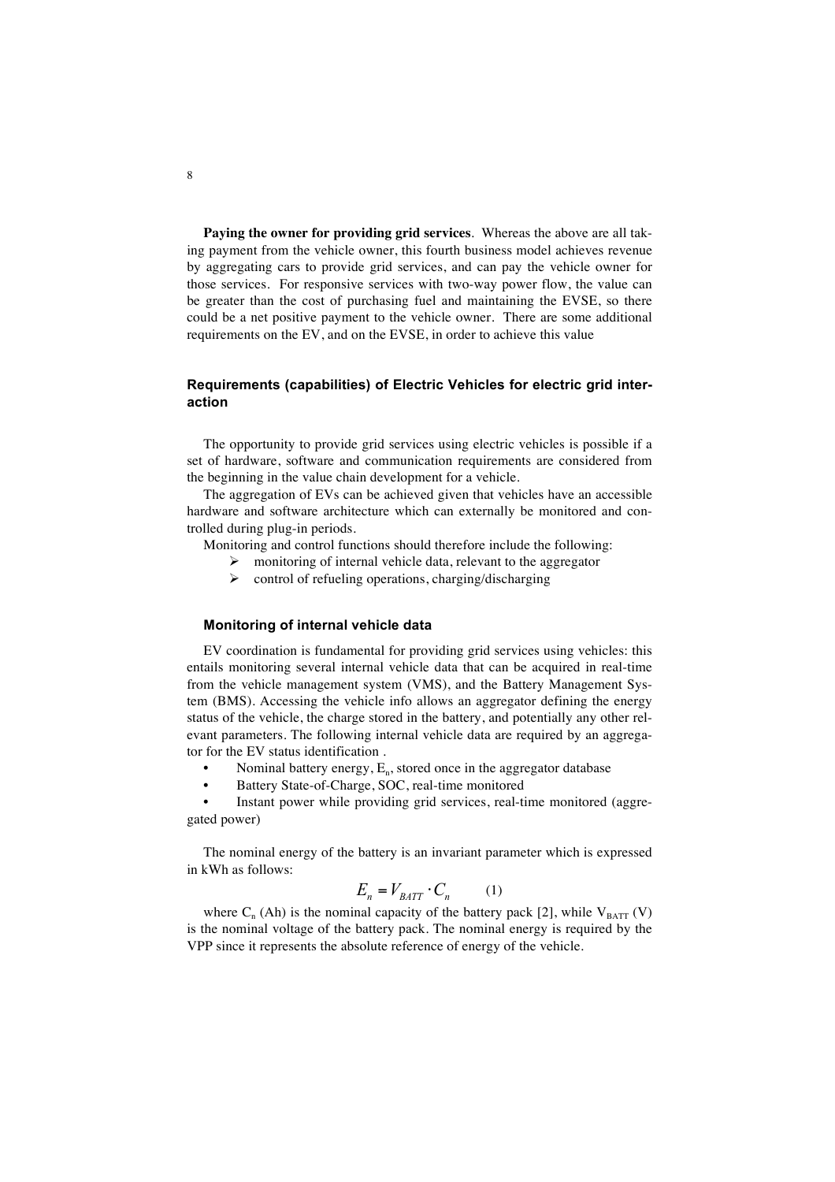**Paying the owner for providing grid services**. Whereas the above are all taking payment from the vehicle owner, this fourth business model achieves revenue by aggregating cars to provide grid services, and can pay the vehicle owner for those services. For responsive services with two-way power flow, the value can be greater than the cost of purchasing fuel and maintaining the EVSE, so there could be a net positive payment to the vehicle owner. There are some additional requirements on the EV, and on the EVSE, in order to achieve this value

## Requirements (capabilities) of Electric Vehicles for electric grid interaction

The opportunity to provide grid services using electric vehicles is possible if a set of hardware, software and communication requirements are considered from the beginning in the value chain development for a vehicle.

The aggregation of EVs can be achieved given that vehicles have an accessible hardware and software architecture which can externally be monitored and controlled during plug-in periods.

Monitoring and control functions should therefore include the following:

- monitoring of internal vehicle data, relevant to the aggregator
- control of refueling operations, charging/discharging

### Monitoring of internal vehicle data

EV coordination is fundamental for providing grid services using vehicles: this entails monitoring several internal vehicle data that can be acquired in real-time from the vehicle management system (VMS), and the Battery Management System (BMS). Accessing the vehicle info allows an aggregator defining the energy status of the vehicle, the charge stored in the battery, and potentially any other relevant parameters. The following internal vehicle data are required by an aggregator for the EV status identification .

- Nominal battery energy, $E_n$, stored once in the aggregator database
- Battery State-of-Charge, SOC, real-time monitored
- Instant power while providing grid services, real-time monitored (aggregated power)

The nominal energy of the battery is an invariant parameter which is expressed in kWh as follows:

$$E_n = V_{BATT} \cdot C_n \qquad (1)$$

where $C_n$ (Ah) is the nominal capacity of the battery pack [2], while $V_{BATT}$ (V) is the nominal voltage of the battery pack. The nominal energy is required by the VPP since it represents the absolute reference of energy of the vehicle.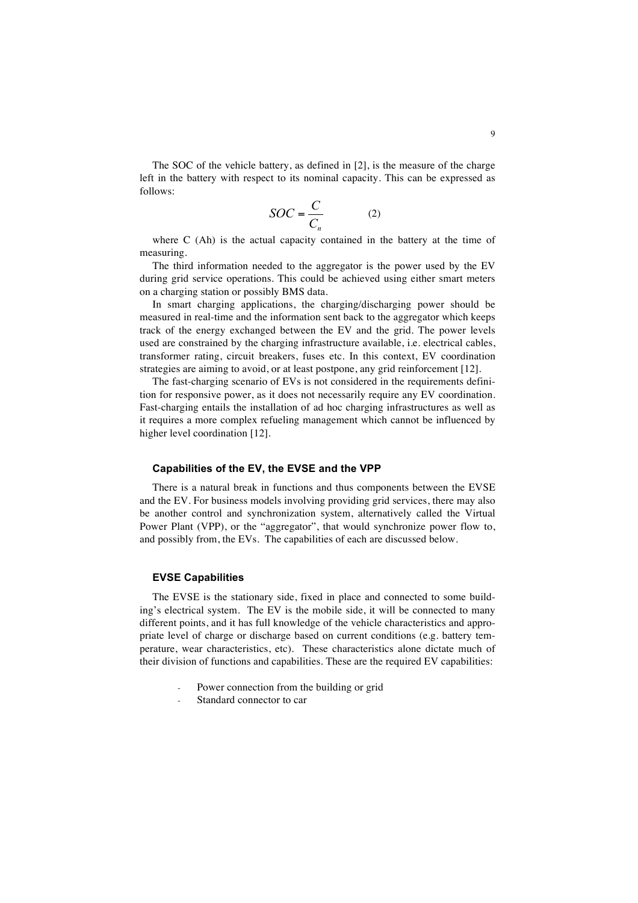The SOC of the vehicle battery, as defined in [2], is the measure of the charge left in the battery with respect to its nominal capacity. This can be expressed as follows:

$$SOC = \frac{C}{C_n} \qquad (2)$$

where C (Ah) is the actual capacity contained in the battery at the time of measuring.

The third information needed to the aggregator is the power used by the EV during grid service operations. This could be achieved using either smart meters on a charging station or possibly BMS data.

In smart charging applications, the charging/discharging power should be measured in real-time and the information sent back to the aggregator which keeps track of the energy exchanged between the EV and the grid. The power levels used are constrained by the charging infrastructure available, i.e. electrical cables, transformer rating, circuit breakers, fuses etc. In this context, EV coordination strategies are aiming to avoid, or at least postpone, any grid reinforcement [12].

The fast-charging scenario of EVs is not considered in the requirements definition for responsive power, as it does not necessarily require any EV coordination. Fast-charging entails the installation of ad hoc charging infrastructures as well as it requires a more complex refueling management which cannot be influenced by higher level coordination [12].

#### Capabilities of the EV, the EVSE and the VPP

There is a natural break in functions and thus components between the EVSE and the EV. For business models involving providing grid services, there may also be another control and synchronization system, alternatively called the Virtual Power Plant (VPP), or the "aggregator", that would synchronize power flow to, and possibly from, the EVs. The capabilities of each are discussed below.

#### EVSE Capabilities

The EVSE is the stationary side, fixed in place and connected to some building's electrical system. The EV is the mobile side, it will be connected to many different points, and it has full knowledge of the vehicle characteristics and appropriate level of charge or discharge based on current conditions (e.g. battery temperature, wear characteristics, etc). These characteristics alone dictate much of their division of functions and capabilities. These are the required EV capabilities:

- Power connection from the building or grid
- Standard connector to car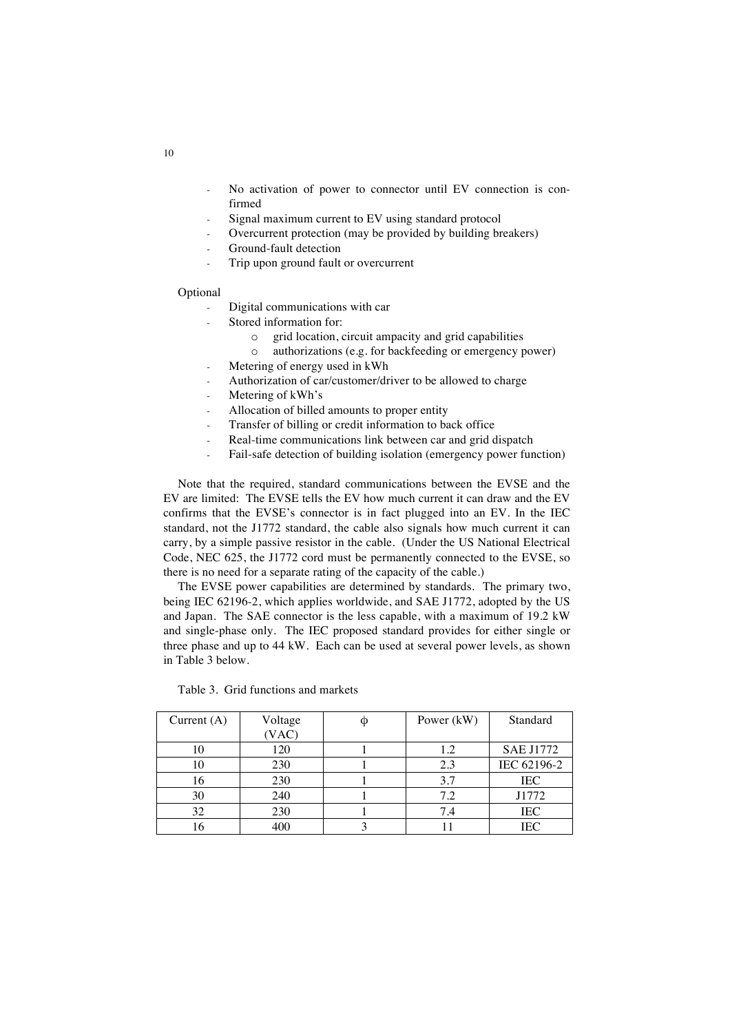- No activation of power to connector until EV connection is confirmed
- Signal maximum current to EV using standard protocol
- Overcurrent protection (may be provided by building breakers)
- Ground-fault detection
- Trip upon ground fault or overcurrent

Optional

- Digital communications with car
- Stored information for:
  - grid location, circuit ampacity and grid capabilities
  - authorizations (e.g. for backfeeding or emergency power)
- Metering of energy used in kWh
- Authorization of car/customer/driver to be allowed to charge
- Metering of kWh's
- Allocation of billed amounts to proper entity
- Transfer of billing or credit information to back office
- Real-time communications link between car and grid dispatch
- Fail-safe detection of building isolation (emergency power function)

Note that the required, standard communications between the EVSE and the EV are limited: The EVSE tells the EV how much current it can draw and the EV confirms that the EVSE's connector is in fact plugged into an EV. In the IEC standard, not the J1772 standard, the cable also signals how much current it can carry, by a simple passive resistor in the cable. (Under the US National Electrical Code, NEC 625, the J1772 cord must be permanently connected to the EVSE, so there is no need for a separate rating of the capacity of the cable.)

The EVSE power capabilities are determined by standards. The primary two, being IEC 62196-2, which applies worldwide, and SAE J1772, adopted by the US and Japan. The SAE connector is the less capable, with a maximum of 19.2 kW and single-phase only. The IEC proposed standard provides for either single or three phase and up to 44 kW. Each can be used at several power levels, as shown in Table 3 below.

Table 3. Grid functions and markets

| Current (A) | Voltage (VAC) | $\phi$ | Power (kW) | Standard |
|---|---|---|---|---|
| 10 | 120 | 1 | 1.2 | SAE J1772 |
| 10 | 230 | 1 | 2.3 | IEC 62196-2 |
| 16 | 230 | 1 | 3.7 | IEC |
| 30 | 240 | 1 | 7.2 | J1772 |
| 32 | 230 | 1 | 7.4 | IEC |
| 16 | 400 | 3 | 11 | IEC |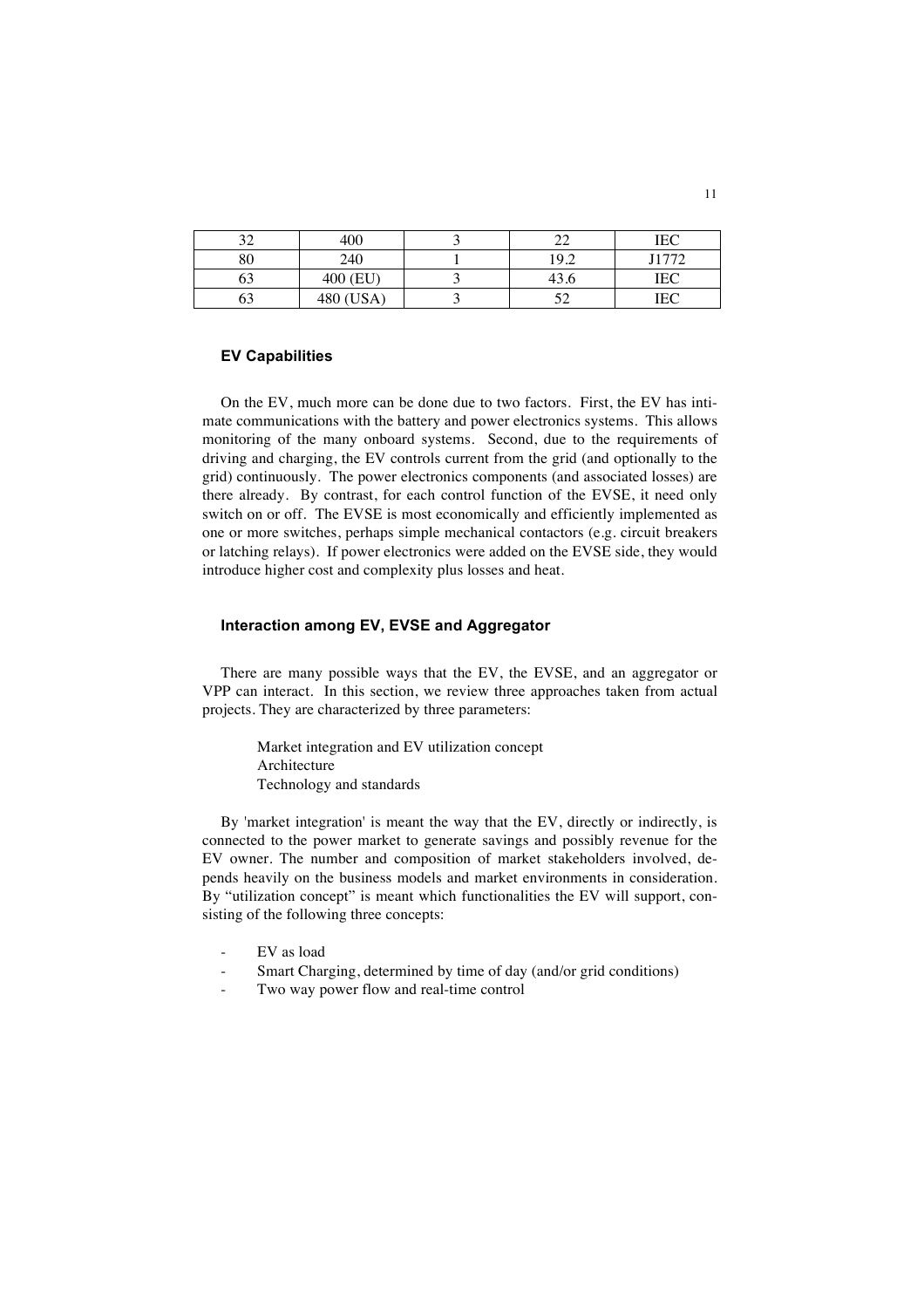| 32 | 400 | 3 | 22 | IEC |
|---|---|---|---|---|
| 80 | 240 | 1 | 19.2 | J1772 |
| 63 | 400 (EU) | 3 | 43.6 | IEC |
| 63 | 480 (USA) | 3 | 52 | IEC |

### EV Capabilities

On the EV, much more can be done due to two factors. First, the EV has intimate communications with the battery and power electronics systems. This allows monitoring of the many onboard systems. Second, due to the requirements of driving and charging, the EV controls current from the grid (and optionally to the grid) continuously. The power electronics components (and associated losses) are there already. By contrast, for each control function of the EVSE, it need only switch on or off. The EVSE is most economically and efficiently implemented as one or more switches, perhaps simple mechanical contactors (e.g. circuit breakers or latching relays). If power electronics were added on the EVSE side, they would introduce higher cost and complexity plus losses and heat.

### Interaction among EV, EVSE and Aggregator

There are many possible ways that the EV, the EVSE, and an aggregator or VPP can interact. In this section, we review three approaches taken from actual projects. They are characterized by three parameters:

Market integration and EV utilization concept
Architecture
Technology and standards

By 'market integration' is meant the way that the EV, directly or indirectly, is connected to the power market to generate savings and possibly revenue for the EV owner. The number and composition of market stakeholders involved, depends heavily on the business models and market environments in consideration. By "utilization concept" is meant which functionalities the EV will support, consisting of the following three concepts:

- EV as load
- Smart Charging, determined by time of day (and/or grid conditions)
- Two way power flow and real-time control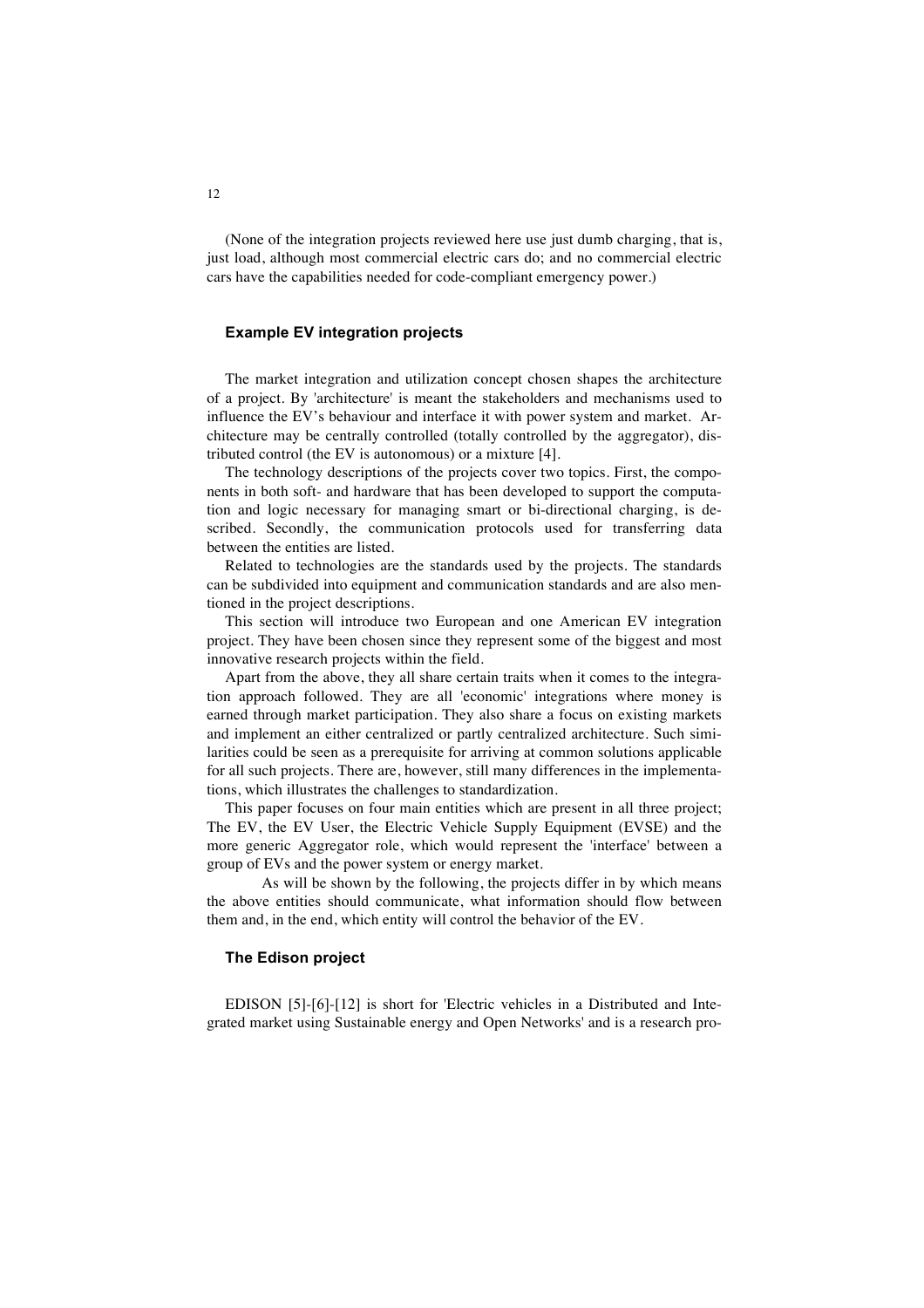(None of the integration projects reviewed here use just dumb charging, that is, just load, although most commercial electric cars do; and no commercial electric cars have the capabilities needed for code-compliant emergency power.)

### Example EV integration projects

The market integration and utilization concept chosen shapes the architecture of a project. By 'architecture' is meant the stakeholders and mechanisms used to influence the EV's behaviour and interface it with power system and market. Architecture may be centrally controlled (totally controlled by the aggregator), distributed control (the EV is autonomous) or a mixture [4].

The technology descriptions of the projects cover two topics. First, the components in both soft- and hardware that has been developed to support the computation and logic necessary for managing smart or bi-directional charging, is described. Secondly, the communication protocols used for transferring data between the entities are listed.

Related to technologies are the standards used by the projects. The standards can be subdivided into equipment and communication standards and are also mentioned in the project descriptions.

This section will introduce two European and one American EV integration project. They have been chosen since they represent some of the biggest and most innovative research projects within the field.

Apart from the above, they all share certain traits when it comes to the integration approach followed. They are all 'economic' integrations where money is earned through market participation. They also share a focus on existing markets and implement an either centralized or partly centralized architecture. Such similarities could be seen as a prerequisite for arriving at common solutions applicable for all such projects. There are, however, still many differences in the implementations, which illustrates the challenges to standardization.

This paper focuses on four main entities which are present in all three project; The EV, the EV User, the Electric Vehicle Supply Equipment (EVSE) and the more generic Aggregator role, which would represent the 'interface' between a group of EVs and the power system or energy market.

As will be shown by the following, the projects differ in by which means the above entities should communicate, what information should flow between them and, in the end, which entity will control the behavior of the EV.

### The Edison project

EDISON [5]-[6]-[12] is short for 'Electric vehicles in a Distributed and Integrated market using Sustainable energy and Open Networks' and is a research pro-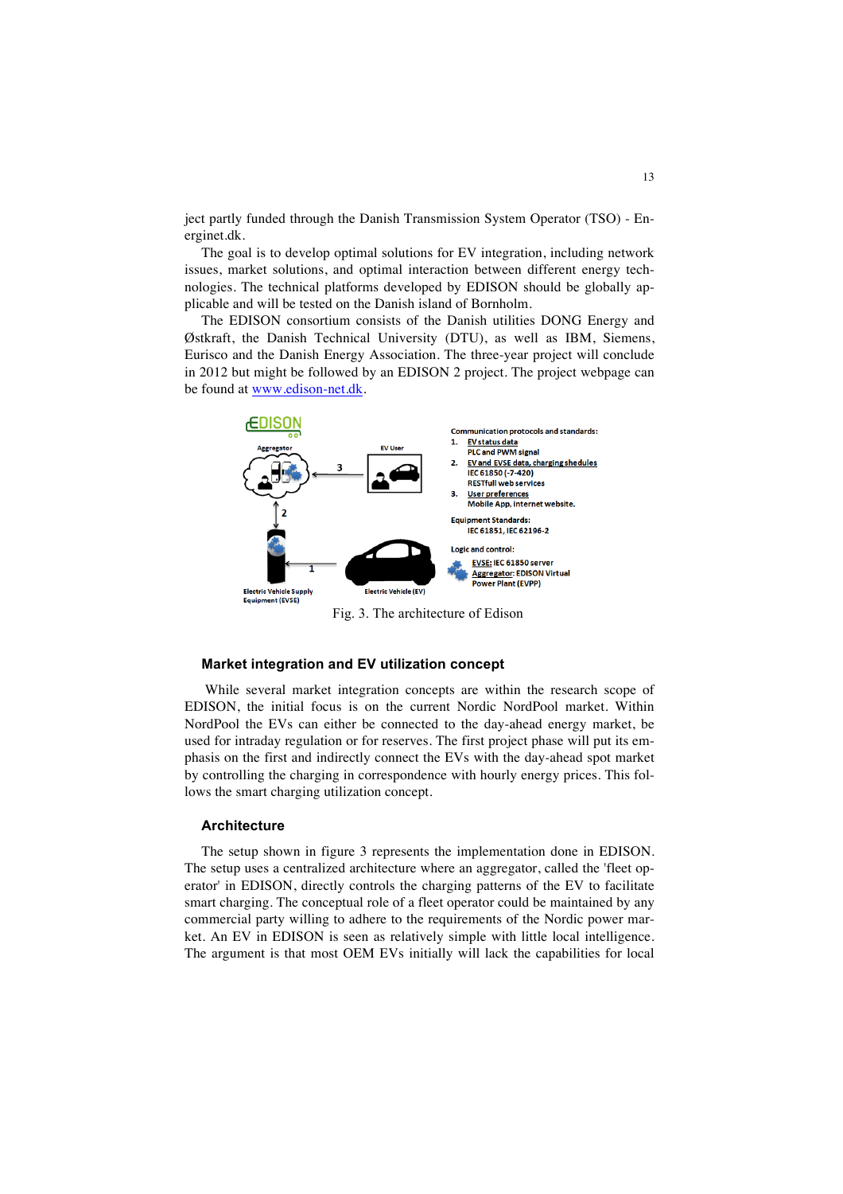ject partly funded through the Danish Transmission System Operator (TSO) - Energinet.dk.

The goal is to develop optimal solutions for EV integration, including network issues, market solutions, and optimal interaction between different energy technologies. The technical platforms developed by EDISON should be globally applicable and will be tested on the Danish island of Bornholm.

The EDISON consortium consists of the Danish utilities DONG Energy and Østkraft, the Danish Technical University (DTU), as well as IBM, Siemens, Eurisco and the Danish Energy Association. The three-year project will conclude in 2012 but might be followed by an EDISON 2 project. The project webpage can be found at www.edison-net.dk.

Fig. 3. The architecture of Edison

### Market integration and EV utilization concept

While several market integration concepts are within the research scope of EDISON, the initial focus is on the current Nordic NordPool market. Within NordPool the EVs can either be connected to the day-ahead energy market, be used for intraday regulation or for reserves. The first project phase will put its emphasis on the first and indirectly connect the EVs with the day-ahead spot market by controlling the charging in correspondence with hourly energy prices. This follows the smart charging utilization concept.

### Architecture

The setup shown in figure 3 represents the implementation done in EDISON. The setup uses a centralized architecture where an aggregator, called the 'fleet operator' in EDISON, directly controls the charging patterns of the EV to facilitate smart charging. The conceptual role of a fleet operator could be maintained by any commercial party willing to adhere to the requirements of the Nordic power market. An EV in EDISON is seen as relatively simple with little local intelligence. The argument is that most OEM EVs initially will lack the capabilities for local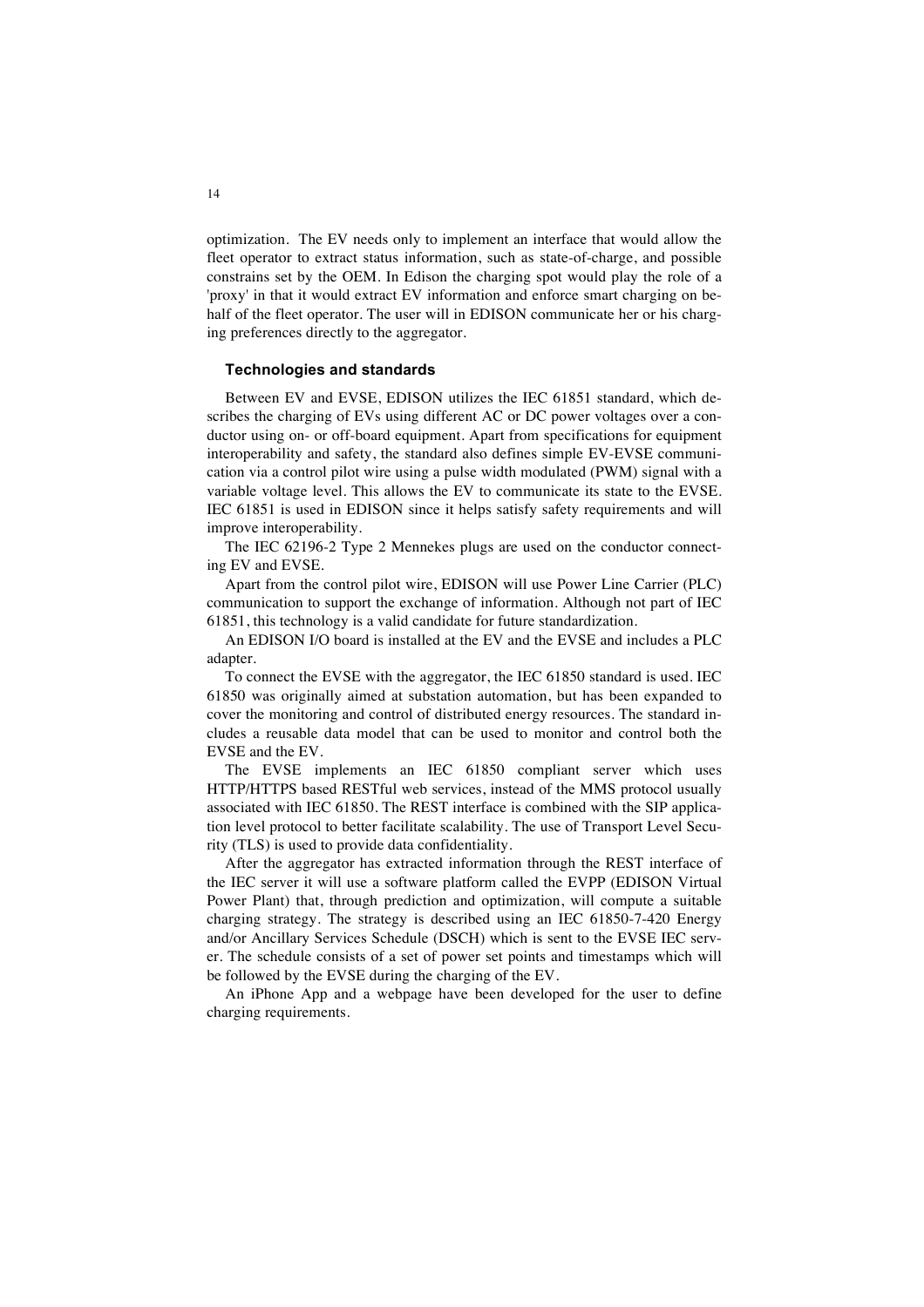optimization. The EV needs only to implement an interface that would allow the fleet operator to extract status information, such as state-of-charge, and possible constrains set by the OEM. In Edison the charging spot would play the role of a 'proxy' in that it would extract EV information and enforce smart charging on behalf of the fleet operator. The user will in EDISON communicate her or his charging preferences directly to the aggregator.

### Technologies and standards

Between EV and EVSE, EDISON utilizes the IEC 61851 standard, which describes the charging of EVs using different AC or DC power voltages over a conductor using on- or off-board equipment. Apart from specifications for equipment interoperability and safety, the standard also defines simple EV-EVSE communication via a control pilot wire using a pulse width modulated (PWM) signal with a variable voltage level. This allows the EV to communicate its state to the EVSE. IEC 61851 is used in EDISON since it helps satisfy safety requirements and will improve interoperability.

The IEC 62196-2 Type 2 Mennekes plugs are used on the conductor connecting EV and EVSE.

Apart from the control pilot wire, EDISON will use Power Line Carrier (PLC) communication to support the exchange of information. Although not part of IEC 61851, this technology is a valid candidate for future standardization.

An EDISON I/O board is installed at the EV and the EVSE and includes a PLC adapter.

To connect the EVSE with the aggregator, the IEC 61850 standard is used. IEC 61850 was originally aimed at substation automation, but has been expanded to cover the monitoring and control of distributed energy resources. The standard includes a reusable data model that can be used to monitor and control both the EVSE and the EV.

The EVSE implements an IEC 61850 compliant server which uses HTTP/HTTPS based RESTful web services, instead of the MMS protocol usually associated with IEC 61850. The REST interface is combined with the SIP application level protocol to better facilitate scalability. The use of Transport Level Security (TLS) is used to provide data confidentiality.

After the aggregator has extracted information through the REST interface of the IEC server it will use a software platform called the EVPP (EDISON Virtual Power Plant) that, through prediction and optimization, will compute a suitable charging strategy. The strategy is described using an IEC 61850-7-420 Energy and/or Ancillary Services Schedule (DSCH) which is sent to the EVSE IEC server. The schedule consists of a set of power set points and timestamps which will be followed by the EVSE during the charging of the EV.

An iPhone App and a webpage have been developed for the user to define charging requirements.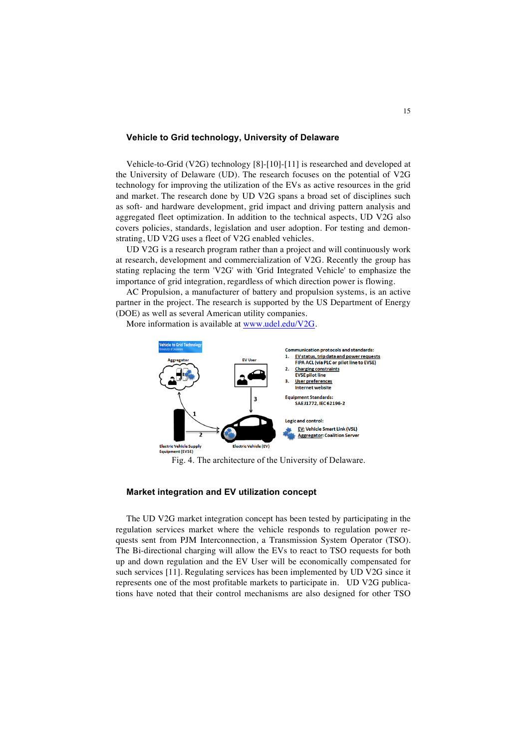### Vehicle to Grid technology, University of Delaware

Vehicle-to-Grid (V2G) technology [8]-[10]-[11] is researched and developed at the University of Delaware (UD). The research focuses on the potential of V2G technology for improving the utilization of the EVs as active resources in the grid and market. The research done by UD V2G spans a broad set of disciplines such as soft- and hardware development, grid impact and driving pattern analysis and aggregated fleet optimization. In addition to the technical aspects, UD V2G also covers policies, standards, legislation and user adoption. For testing and demonstrating, UD V2G uses a fleet of V2G enabled vehicles.

UD V2G is a research program rather than a project and will continuously work at research, development and commercialization of V2G. Recently the group has stating replacing the term 'V2G' with 'Grid Integrated Vehicle' to emphasize the importance of grid integration, regardless of which direction power is flowing.

AC Propulsion, a manufacturer of battery and propulsion systems, is an active partner in the project. The research is supported by the US Department of Energy (DOE) as well as several American utility companies.

More information is available at www.udel.edu/V2G.

Fig. 4. The architecture of the University of Delaware.

### Market integration and EV utilization concept

The UD V2G market integration concept has been tested by participating in the regulation services market where the vehicle responds to regulation power requests sent from PJM Interconnection, a Transmission System Operator (TSO). The Bi-directional charging will allow the EVs to react to TSO requests for both up and down regulation and the EV User will be economically compensated for such services [11]. Regulating services has been implemented by UD V2G since it represents one of the most profitable markets to participate in. UD V2G publications have noted that their control mechanisms are also designed for other TSO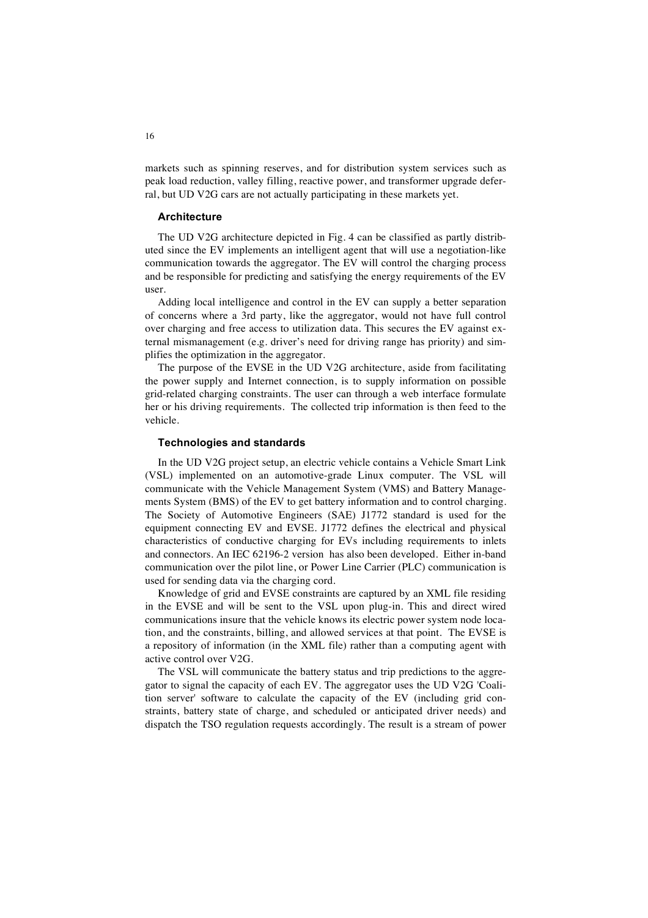markets such as spinning reserves, and for distribution system services such as peak load reduction, valley filling, reactive power, and transformer upgrade deferral, but UD V2G cars are not actually participating in these markets yet.

### Architecture

The UD V2G architecture depicted in Fig. 4 can be classified as partly distributed since the EV implements an intelligent agent that will use a negotiation-like communication towards the aggregator. The EV will control the charging process and be responsible for predicting and satisfying the energy requirements of the EV user.

Adding local intelligence and control in the EV can supply a better separation of concerns where a 3rd party, like the aggregator, would not have full control over charging and free access to utilization data. This secures the EV against external mismanagement (e.g. driver's need for driving range has priority) and simplifies the optimization in the aggregator.

The purpose of the EVSE in the UD V2G architecture, aside from facilitating the power supply and Internet connection, is to supply information on possible grid-related charging constraints. The user can through a web interface formulate her or his driving requirements. The collected trip information is then feed to the vehicle.

### Technologies and standards

In the UD V2G project setup, an electric vehicle contains a Vehicle Smart Link (VSL) implemented on an automotive-grade Linux computer. The VSL will communicate with the Vehicle Management System (VMS) and Battery Managements System (BMS) of the EV to get battery information and to control charging. The Society of Automotive Engineers (SAE) J1772 standard is used for the equipment connecting EV and EVSE. J1772 defines the electrical and physical characteristics of conductive charging for EVs including requirements to inlets and connectors. An IEC 62196-2 version has also been developed. Either in-band communication over the pilot line, or Power Line Carrier (PLC) communication is used for sending data via the charging cord.

Knowledge of grid and EVSE constraints are captured by an XML file residing in the EVSE and will be sent to the VSL upon plug-in. This and direct wired communications insure that the vehicle knows its electric power system node location, and the constraints, billing, and allowed services at that point. The EVSE is a repository of information (in the XML file) rather than a computing agent with active control over V2G.

The VSL will communicate the battery status and trip predictions to the aggregator to signal the capacity of each EV. The aggregator uses the UD V2G 'Coalition server' software to calculate the capacity of the EV (including grid constraints, battery state of charge, and scheduled or anticipated driver needs) and dispatch the TSO regulation requests accordingly. The result is a stream of power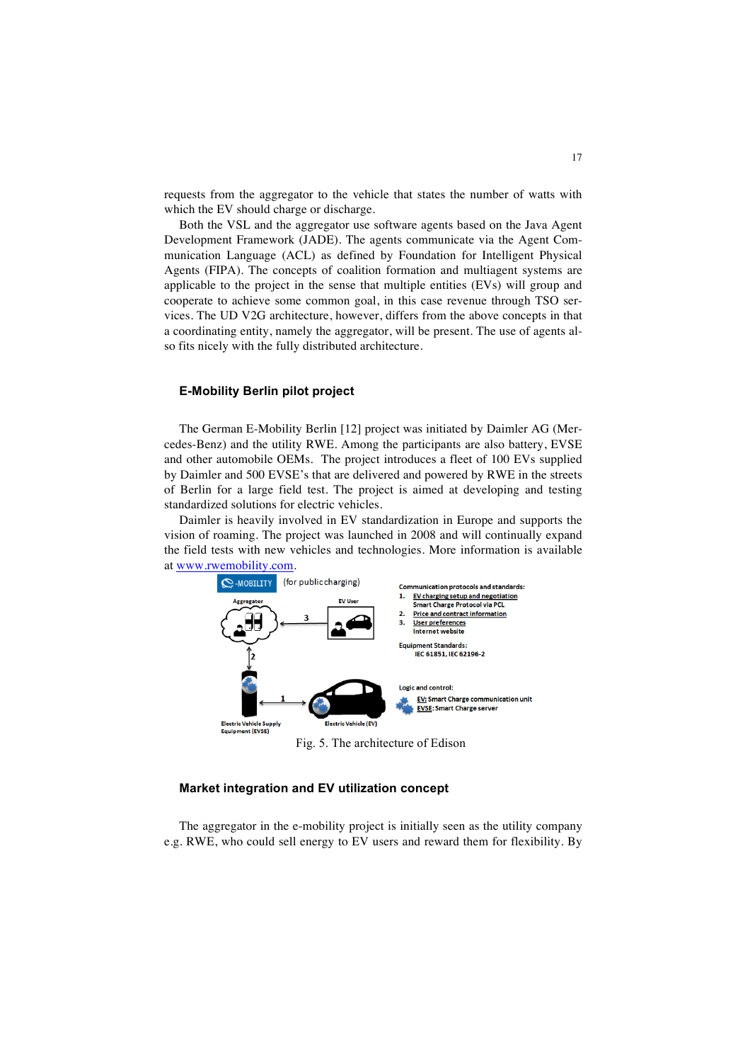requests from the aggregator to the vehicle that states the number of watts with which the EV should charge or discharge.

Both the VSL and the aggregator use software agents based on the Java Agent Development Framework (JADE). The agents communicate via the Agent Communication Language (ACL) as defined by Foundation for Intelligent Physical Agents (FIPA). The concepts of coalition formation and multiagent systems are applicable to the project in the sense that multiple entities (EVs) will group and cooperate to achieve some common goal, in this case revenue through TSO services. The UD V2G architecture, however, differs from the above concepts in that a coordinating entity, namely the aggregator, will be present. The use of agents also fits nicely with the fully distributed architecture.

### E-Mobility Berlin pilot project

The German E-Mobility Berlin [12] project was initiated by Daimler AG (Mercedes-Benz) and the utility RWE. Among the participants are also battery, EVSE and other automobile OEMs. The project introduces a fleet of 100 EVs supplied by Daimler and 500 EVSE's that are delivered and powered by RWE in the streets of Berlin for a large field test. The project is aimed at developing and testing standardized solutions for electric vehicles.

Daimler is heavily involved in EV standardization in Europe and supports the vision of roaming. The project was launched in 2008 and will continually expand the field tests with new vehicles and technologies. More information is available at www.rwemobility.com.

Fig. 5. The architecture of Edison

### Market integration and EV utilization concept

The aggregator in the e-mobility project is initially seen as the utility company e.g. RWE, who could sell energy to EV users and reward them for flexibility. By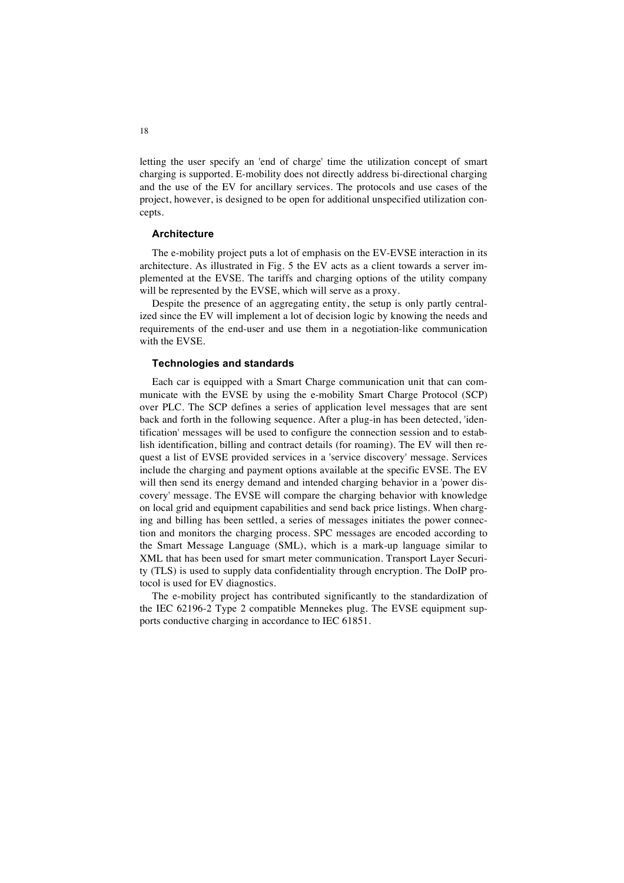letting the user specify an 'end of charge' time the utilization concept of smart charging is supported. E-mobility does not directly address bi-directional charging and the use of the EV for ancillary services. The protocols and use cases of the project, however, is designed to be open for additional unspecified utilization concepts.

### Architecture

The e-mobility project puts a lot of emphasis on the EV-EVSE interaction in its architecture. As illustrated in Fig. 5 the EV acts as a client towards a server implemented at the EVSE. The tariffs and charging options of the utility company will be represented by the EVSE, which will serve as a proxy.

Despite the presence of an aggregating entity, the setup is only partly centralized since the EV will implement a lot of decision logic by knowing the needs and requirements of the end-user and use them in a negotiation-like communication with the EVSE.

### Technologies and standards

Each car is equipped with a Smart Charge communication unit that can communicate with the EVSE by using the e-mobility Smart Charge Protocol (SCP) over PLC. The SCP defines a series of application level messages that are sent back and forth in the following sequence. After a plug-in has been detected, 'identification' messages will be used to configure the connection session and to establish identification, billing and contract details (for roaming). The EV will then request a list of EVSE provided services in a 'service discovery' message. Services include the charging and payment options available at the specific EVSE. The EV will then send its energy demand and intended charging behavior in a 'power discovery' message. The EVSE will compare the charging behavior with knowledge on local grid and equipment capabilities and send back price listings. When charging and billing has been settled, a series of messages initiates the power connection and monitors the charging process. SPC messages are encoded according to the Smart Message Language (SML), which is a mark-up language similar to XML that has been used for smart meter communication. Transport Layer Security (TLS) is used to supply data confidentiality through encryption. The DoIP protocol is used for EV diagnostics.

The e-mobility project has contributed significantly to the standardization of the IEC 62196-2 Type 2 compatible Mennekes plug. The EVSE equipment supports conductive charging in accordance to IEC 61851.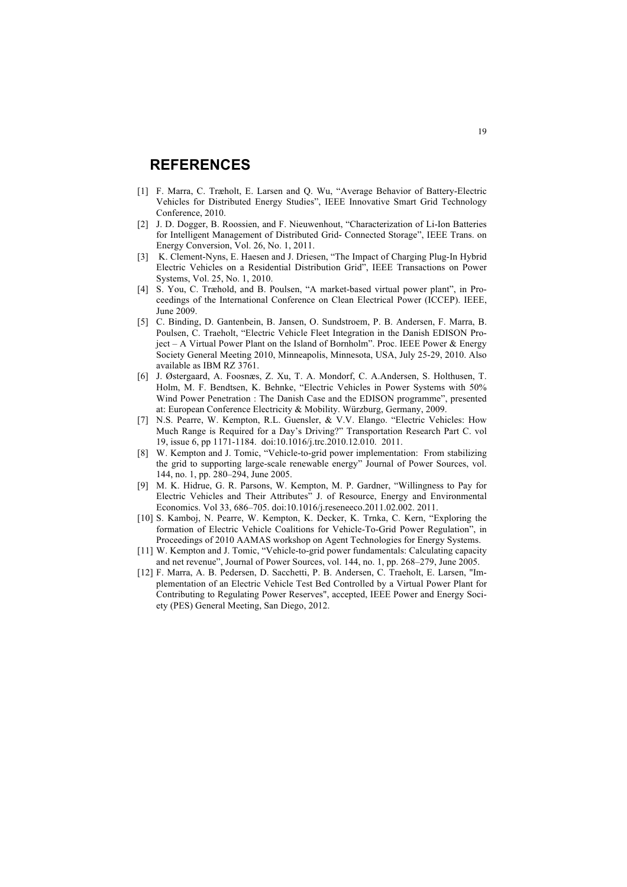# REFERENCES

[1] F. Marra, C. Træholt, E. Larsen and Q. Wu, "Average Behavior of Battery-Electric Vehicles for Distributed Energy Studies", IEEE Innovative Smart Grid Technology Conference, 2010.

[2] J. D. Dogger, B. Roossien, and F. Nieuwenhout, "Characterization of Li-Ion Batteries for Intelligent Management of Distributed Grid- Connected Storage", IEEE Trans. on Energy Conversion, Vol. 26, No. 1, 2011.

[3] K. Clement-Nyns, E. Haesen and J. Driesen, "The Impact of Charging Plug-In Hybrid Electric Vehicles on a Residential Distribution Grid", IEEE Transactions on Power Systems, Vol. 25, No. 1, 2010.

[4] S. You, C. Træhold, and B. Poulsen, "A market-based virtual power plant", in Proceedings of the International Conference on Clean Electrical Power (ICCEP). IEEE, June 2009.

[5] C. Binding, D. Gantenbein, B. Jansen, O. Sundstroem, P. B. Andersen, F. Marra, B. Poulsen, C. Traeholt, "Electric Vehicle Fleet Integration in the Danish EDISON Project – A Virtual Power Plant on the Island of Bornholm". Proc. IEEE Power & Energy Society General Meeting 2010, Minneapolis, Minnesota, USA, July 25-29, 2010. Also available as IBM RZ 3761.

[6] J. Østergaard, A. Foosnæs, Z. Xu, T. A. Mondorf, C. A.Andersen, S. Holthusen, T. Holm, M. F. Bendtsen, K. Behnke, "Electric Vehicles in Power Systems with 50% Wind Power Penetration : The Danish Case and the EDISON programme", presented at: European Conference Electricity & Mobility. Würzburg, Germany, 2009.

[7] N.S. Pearre, W. Kempton, R.L. Guensler, & V.V. Elango. "Electric Vehicles: How Much Range is Required for a Day's Driving?" Transportation Research Part C. vol 19, issue 6, pp 1171-1184. doi:10.1016/j.trc.2010.12.010. 2011.

[8] W. Kempton and J. Tomic, "Vehicle-to-grid power implementation: From stabilizing the grid to supporting large-scale renewable energy" Journal of Power Sources, vol. 144, no. 1, pp. 280–294, June 2005.

[9] M. K. Hidrue, G. R. Parsons, W. Kempton, M. P. Gardner, "Willingness to Pay for Electric Vehicles and Their Attributes" J. of Resource, Energy and Environmental Economics. Vol 33, 686–705. doi:10.1016/j.reseneeco.2011.02.002. 2011.

[10] S. Kamboj, N. Pearre, W. Kempton, K. Decker, K. Trnka, C. Kern, "Exploring the formation of Electric Vehicle Coalitions for Vehicle-To-Grid Power Regulation", in Proceedings of 2010 AAMAS workshop on Agent Technologies for Energy Systems.

[11] W. Kempton and J. Tomic, "Vehicle-to-grid power fundamentals: Calculating capacity and net revenue", Journal of Power Sources, vol. 144, no. 1, pp. 268–279, June 2005.

[12] F. Marra, A. B. Pedersen, D. Sacchetti, P. B. Andersen, C. Traeholt, E. Larsen, "Implementation of an Electric Vehicle Test Bed Controlled by a Virtual Power Plant for Contributing to Regulating Power Reserves", accepted, IEEE Power and Energy Society (PES) General Meeting, San Diego, 2012.